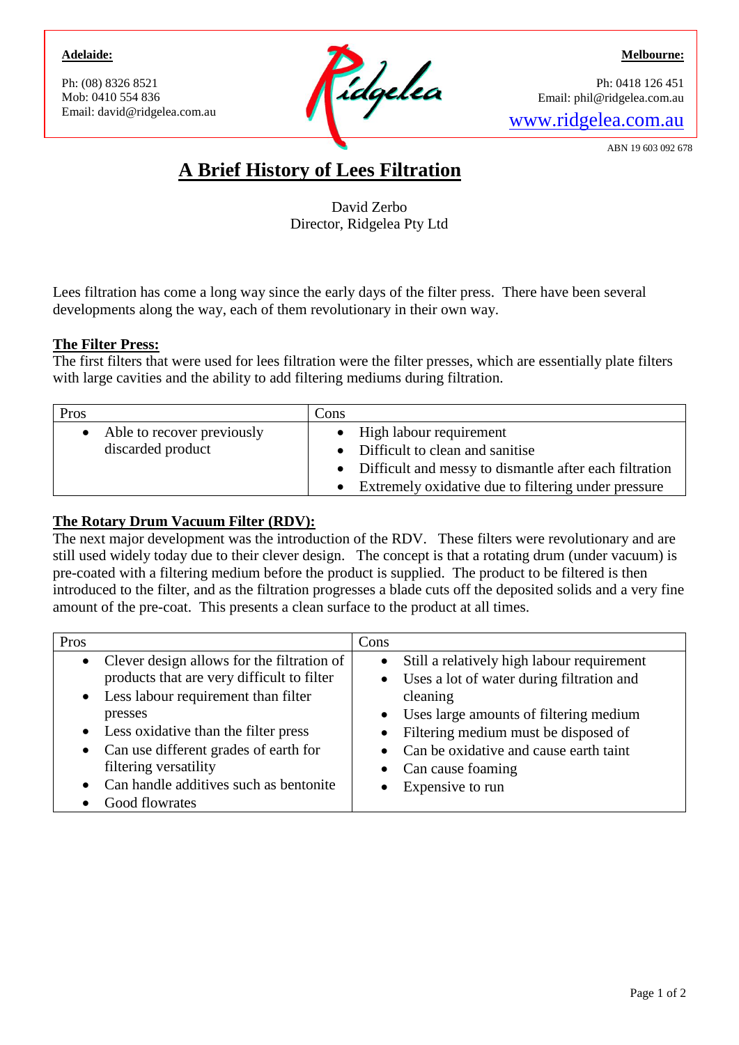**Adelaide:**

Ph: (08) 8326 8521
Mob: 0410 554 836
Email: david@ridgelea.com.au

Ridgelea

**Melbourne:**

Ph: 0418 126 451
Email: phil@ridgelea.com.au
www.ridgelea.com.au

ABN 19 603 092 678

# A Brief History of Lees Filtration

David Zerbo
Director, Ridgelea Pty Ltd

Lees filtration has come a long way since the early days of the filter press. There have been several developments along the way, each of them revolutionary in their own way.

## The Filter Press:

The first filters that were used for lees filtration were the filter presses, which are essentially plate filters with large cavities and the ability to add filtering mediums during filtration.

| Pros | Cons |
|---|---|
| • Able to recover previously discarded product | • High labour requirement<br>• Difficult to clean and sanitise<br>• Difficult and messy to dismantle after each filtration<br>• Extremely oxidative due to filtering under pressure |

## The Rotary Drum Vacuum Filter (RDV):

The next major development was the introduction of the RDV. These filters were revolutionary and are still used widely today due to their clever design. The concept is that a rotating drum (under vacuum) is pre-coated with a filtering medium before the product is supplied. The product to be filtered is then introduced to the filter, and as the filtration progresses a blade cuts off the deposited solids and a very fine amount of the pre-coat. This presents a clean surface to the product at all times.

| Pros | Cons |
|---|---|
| • Clever design allows for the filtration of products that are very difficult to filter<br>• Less labour requirement than filter presses<br>• Less oxidative than the filter press<br>• Can use different grades of earth for filtering versatility<br>• Can handle additives such as bentonite<br>• Good flowrates | • Still a relatively high labour requirement<br>• Uses a lot of water during filtration and cleaning<br>• Uses large amounts of filtering medium<br>• Filtering medium must be disposed of<br>• Can be oxidative and cause earth taint<br>• Can cause foaming<br>• Expensive to run |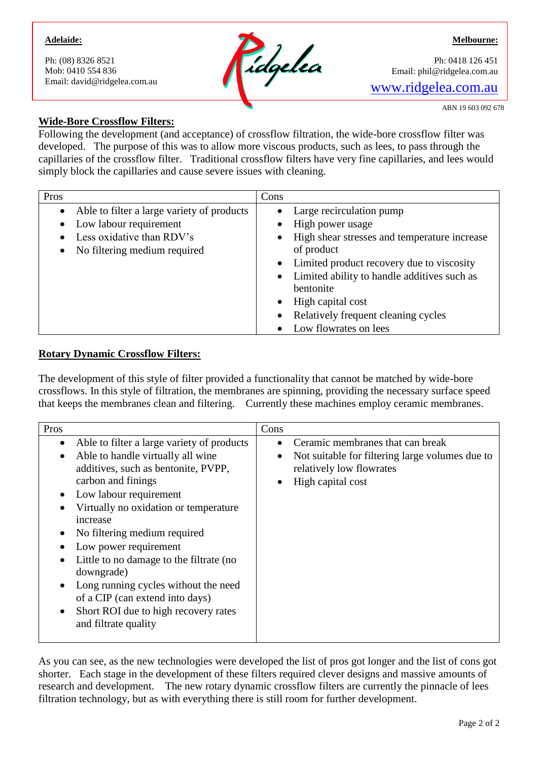## Wide-Bore Crossflow Filters:

Following the development (and acceptance) of crossflow filtration, the wide-bore crossflow filter was developed. The purpose of this was to allow more viscous products, such as lees, to pass through the capillaries of the crossflow filter. Traditional crossflow filters have very fine capillaries, and lees would simply block the capillaries and cause severe issues with cleaning.

| Pros | Cons |
|---|---|
| • Able to filter a large variety of products<br>• Low labour requirement<br>• Less oxidative than RDV's<br>• No filtering medium required | • Large recirculation pump<br>• High power usage<br>• High shear stresses and temperature increase of product<br>• Limited product recovery due to viscosity<br>• Limited ability to handle additives such as bentonite<br>• High capital cost<br>• Relatively frequent cleaning cycles<br>• Low flowrates on lees |

## Rotary Dynamic Crossflow Filters:

The development of this style of filter provided a functionality that cannot be matched by wide-bore crossflows. In this style of filtration, the membranes are spinning, providing the necessary surface speed that keeps the membranes clean and filtering. Currently these machines employ ceramic membranes.

| Pros | Cons |
|---|---|
| • Able to filter a large variety of products<br>• Able to handle virtually all wine additives, such as bentonite, PVPP, carbon and finings<br>• Low labour requirement<br>• Virtually no oxidation or temperature increase<br>• No filtering medium required<br>• Low power requirement<br>• Little to no damage to the filtrate (no downgrade)<br>• Long running cycles without the need of a CIP (can extend into days)<br>• Short ROI due to high recovery rates and filtrate quality | • Ceramic membranes that can break<br>• Not suitable for filtering large volumes due to relatively low flowrates<br>• High capital cost |

As you can see, as the new technologies were developed the list of pros got longer and the list of cons got shorter. Each stage in the development of these filters required clever designs and massive amounts of research and development. The new rotary dynamic crossflow filters are currently the pinnacle of lees filtration technology, but as with everything there is still room for further development.